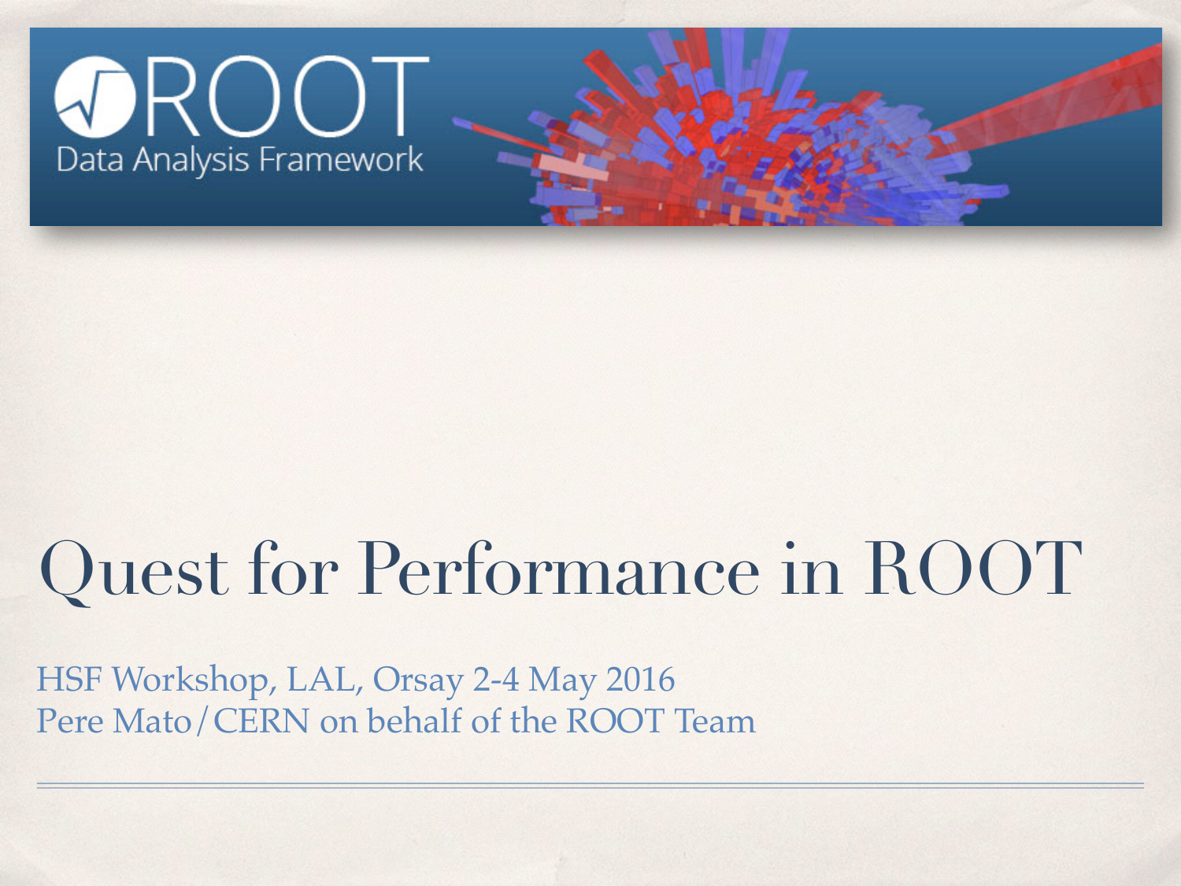ROOT

Data Analysis Framework

# Quest for Performance in ROOT

HSF Workshop, LAL, Orsay 2-4 May 2016
Pere Mato/CERN on behalf of the ROOT Team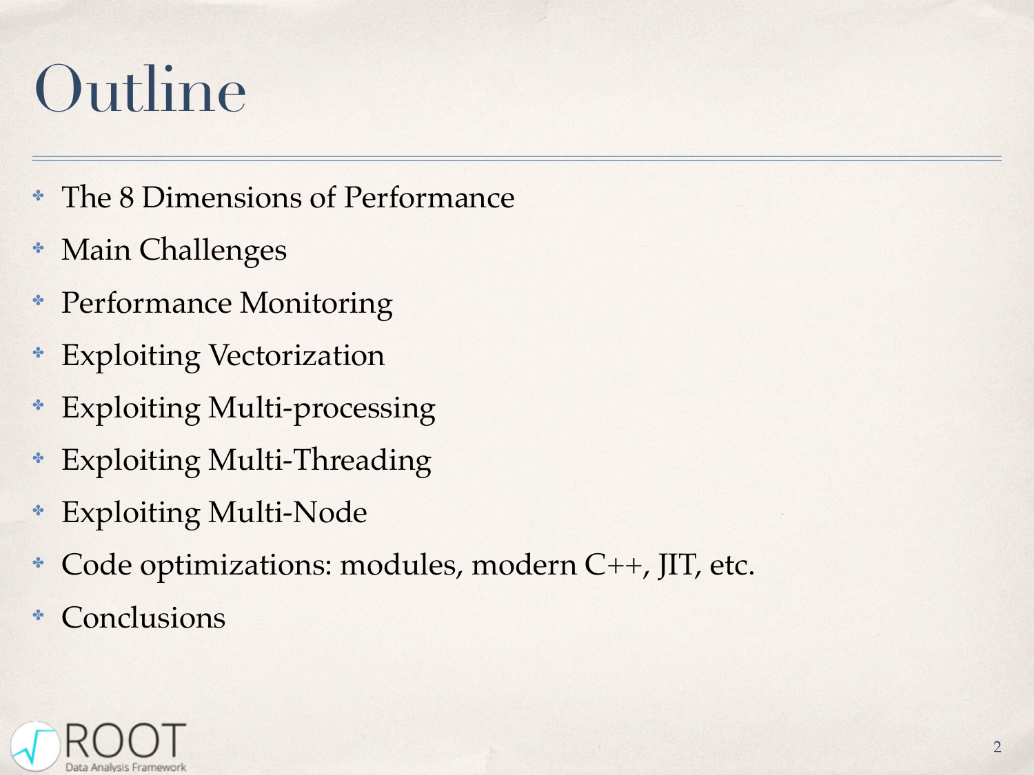# Outline

- The 8 Dimensions of Performance
- Main Challenges
- Performance Monitoring
- Exploiting Vectorization
- Exploiting Multi-processing
- Exploiting Multi-Threading
- Exploiting Multi-Node
- Code optimizations: modules, modern C++, JIT, etc.
- Conclusions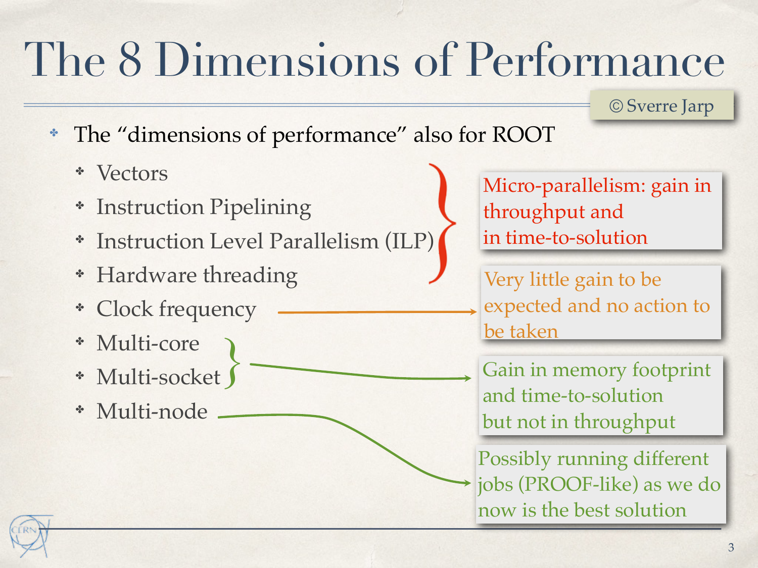# The 8 Dimensions of Performance

© Sverre Jarp

- The "dimensions of performance" also for ROOT
  - Vectors
  - Instruction Pipelining
  - Instruction Level Parallelism (ILP)
  - Hardware threading
  - Clock frequency
  - Multi-core
  - Multi-socket
  - Multi-node

Vectors, Instruction Pipelining, Instruction Level Parallelism (ILP), Hardware threading → Micro-parallelism: gain in throughput and in time-to-solution

Clock frequency → Very little gain to be expected and no action to be taken

Multi-core, Multi-socket → Gain in memory footprint and time-to-solution but not in throughput

Multi-node → Possibly running different jobs (PROOF-like) as we do now is the best solution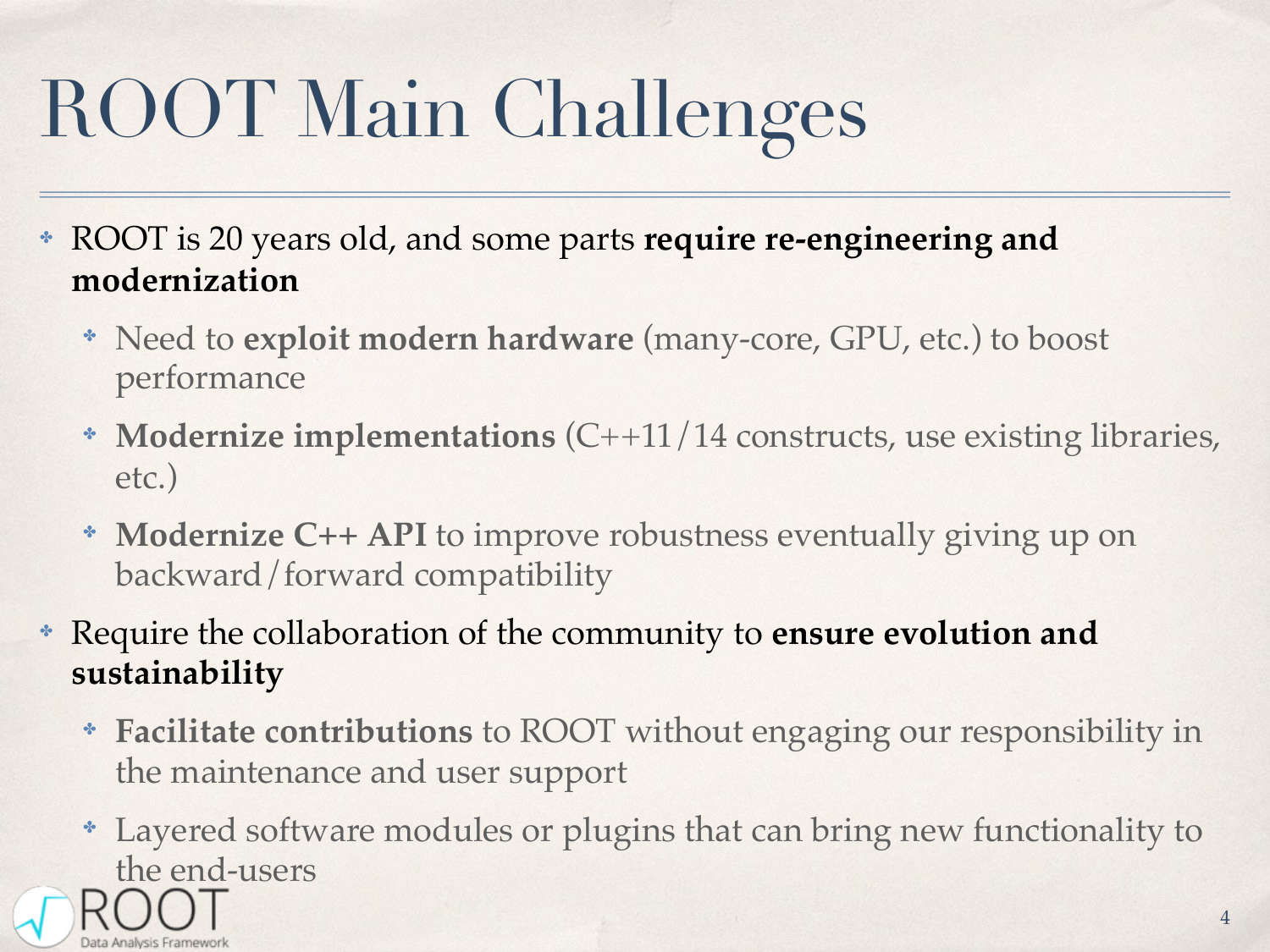# ROOT Main Challenges

- ROOT is 20 years old, and some parts **require re-engineering and modernization**
  - Need to **exploit modern hardware** (many-core, GPU, etc.) to boost performance
  - **Modernize implementations** (C++11/14 constructs, use existing libraries, etc.)
  - **Modernize C++ API** to improve robustness eventually giving up on backward/forward compatibility
- Require the collaboration of the community to **ensure evolution and sustainability**
  - **Facilitate contributions** to ROOT without engaging our responsibility in the maintenance and user support
  - Layered software modules or plugins that can bring new functionality to the end-users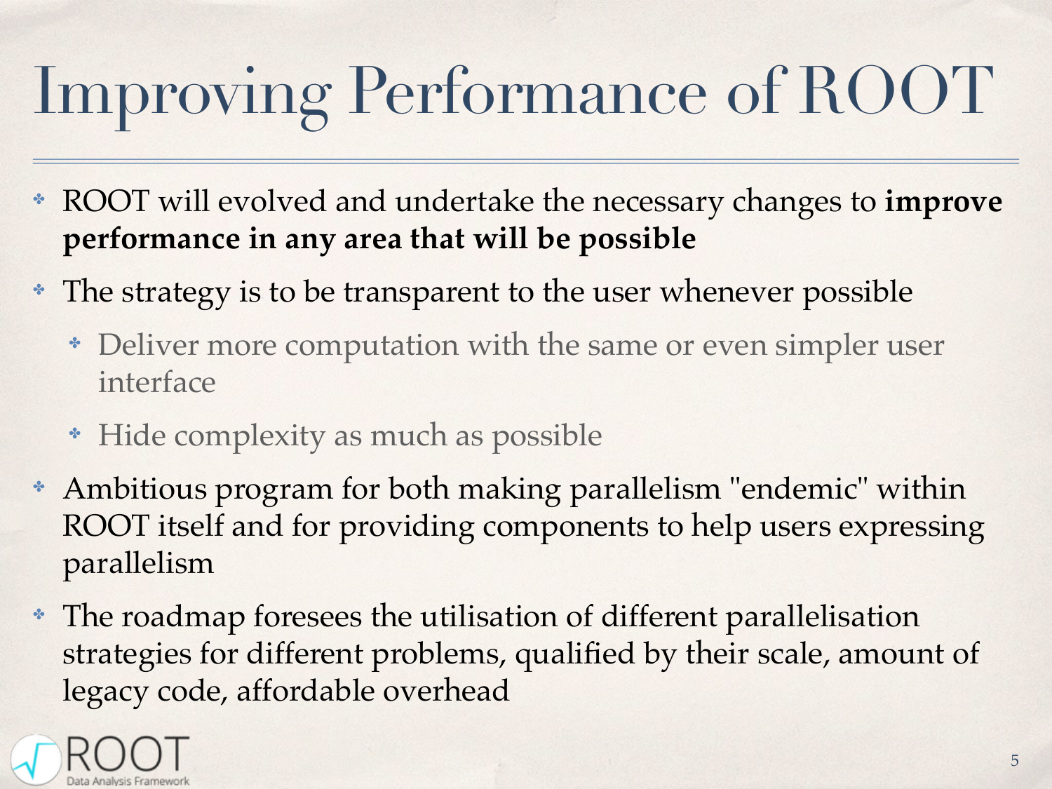# Improving Performance of ROOT

- ROOT will evolved and undertake the necessary changes to **improve performance in any area that will be possible**
- The strategy is to be transparent to the user whenever possible
  - Deliver more computation with the same or even simpler user interface
  - Hide complexity as much as possible
- Ambitious program for both making parallelism "endemic" within ROOT itself and for providing components to help users expressing parallelism
- The roadmap foresees the utilisation of different parallelisation strategies for different problems, qualified by their scale, amount of legacy code, affordable overhead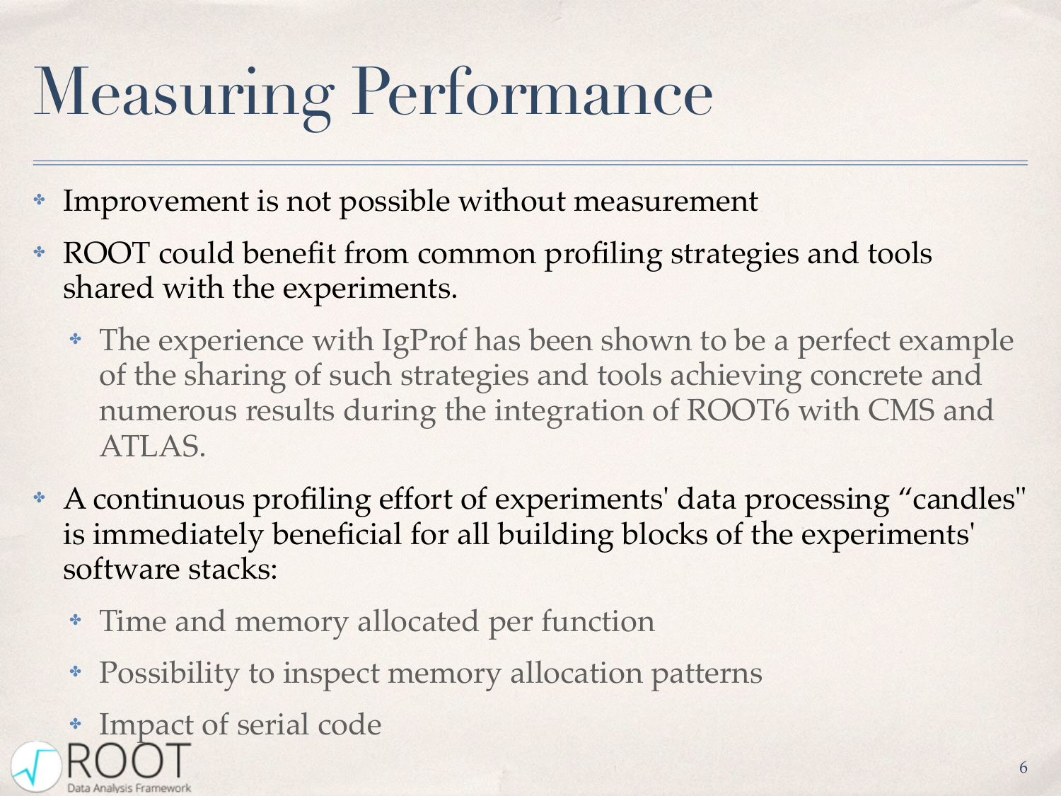# Measuring Performance

- Improvement is not possible without measurement
- ROOT could benefit from common profiling strategies and tools shared with the experiments.
  - The experience with IgProf has been shown to be a perfect example of the sharing of such strategies and tools achieving concrete and numerous results during the integration of ROOT6 with CMS and ATLAS.
- A continuous profiling effort of experiments' data processing “candles" is immediately beneficial for all building blocks of the experiments' software stacks:
  - Time and memory allocated per function
  - Possibility to inspect memory allocation patterns
  - Impact of serial code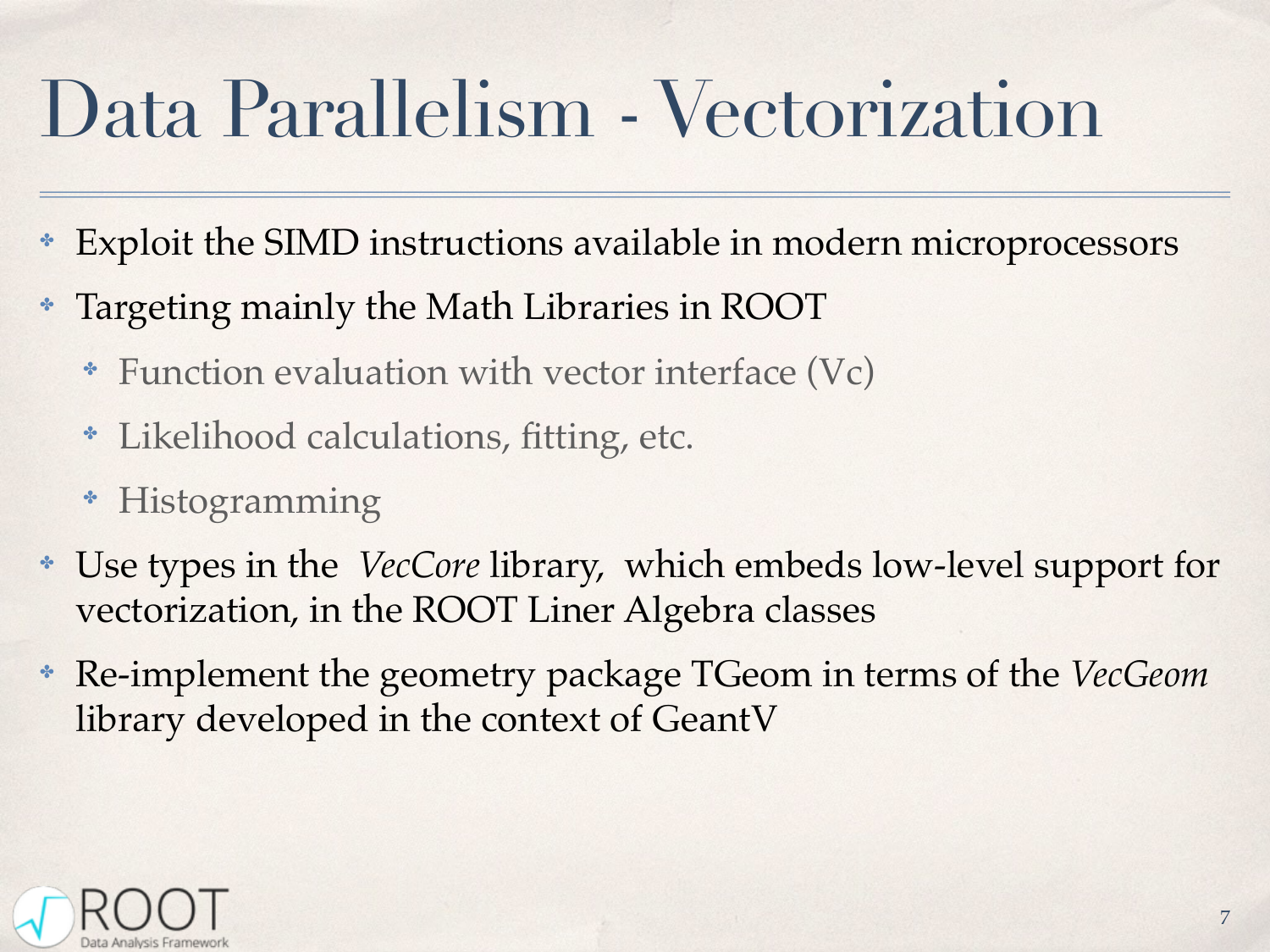# Data Parallelism - Vectorization

- Exploit the SIMD instructions available in modern microprocessors
- Targeting mainly the Math Libraries in ROOT
  - Function evaluation with vector interface (Vc)
  - Likelihood calculations, fitting, etc.
  - Histogramming
- Use types in the *VecCore* library, which embeds low-level support for vectorization, in the ROOT Liner Algebra classes
- Re-implement the geometry package TGeom in terms of the *VecGeom* library developed in the context of GeantV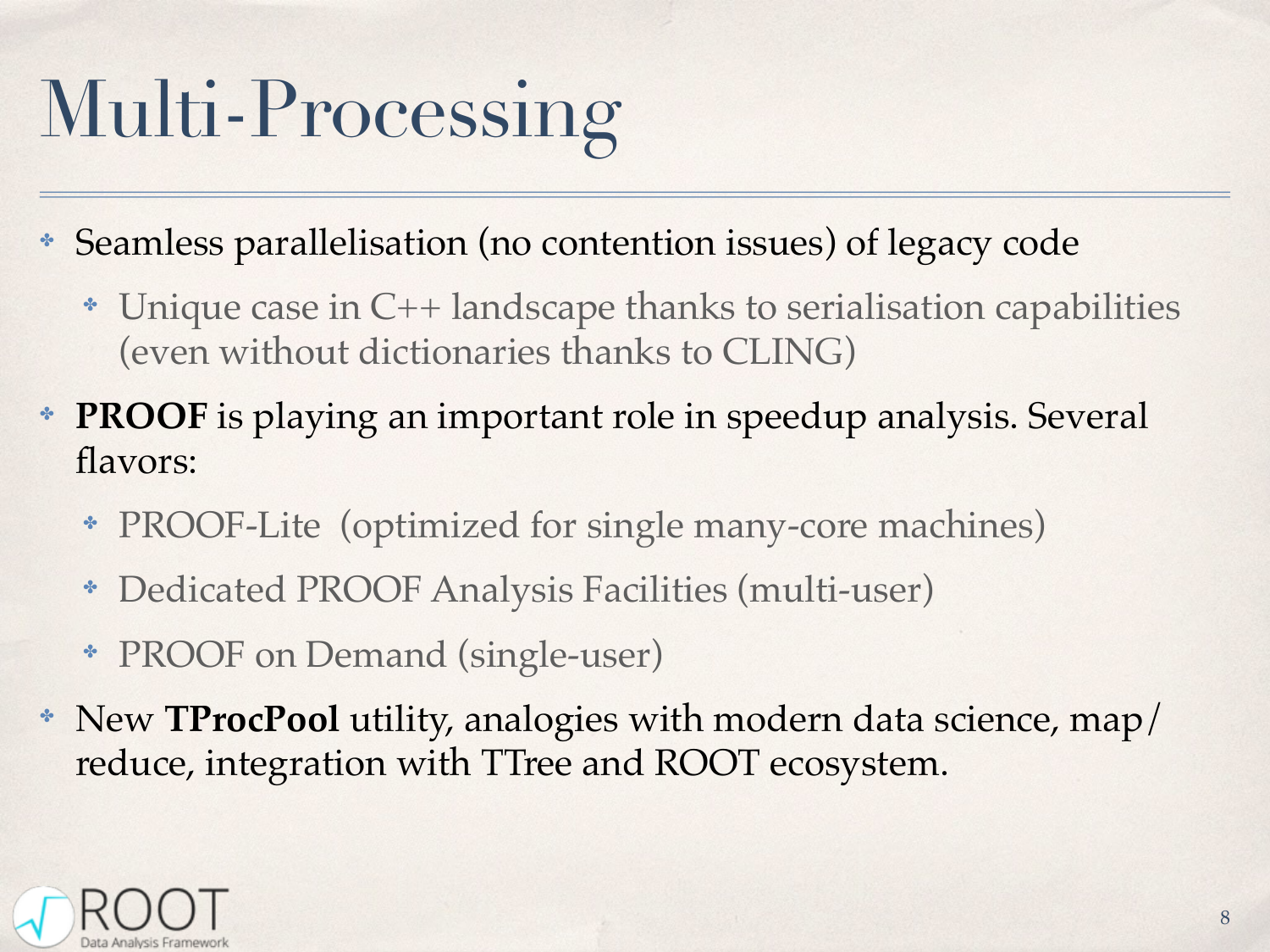# Multi-Processing

- Seamless parallelisation (no contention issues) of legacy code
  - Unique case in C++ landscape thanks to serialisation capabilities (even without dictionaries thanks to CLING)
- **PROOF** is playing an important role in speedup analysis. Several flavors:
  - PROOF-Lite (optimized for single many-core machines)
  - Dedicated PROOF Analysis Facilities (multi-user)
  - PROOF on Demand (single-user)
- New **TProcPool** utility, analogies with modern data science, map/reduce, integration with TTree and ROOT ecosystem.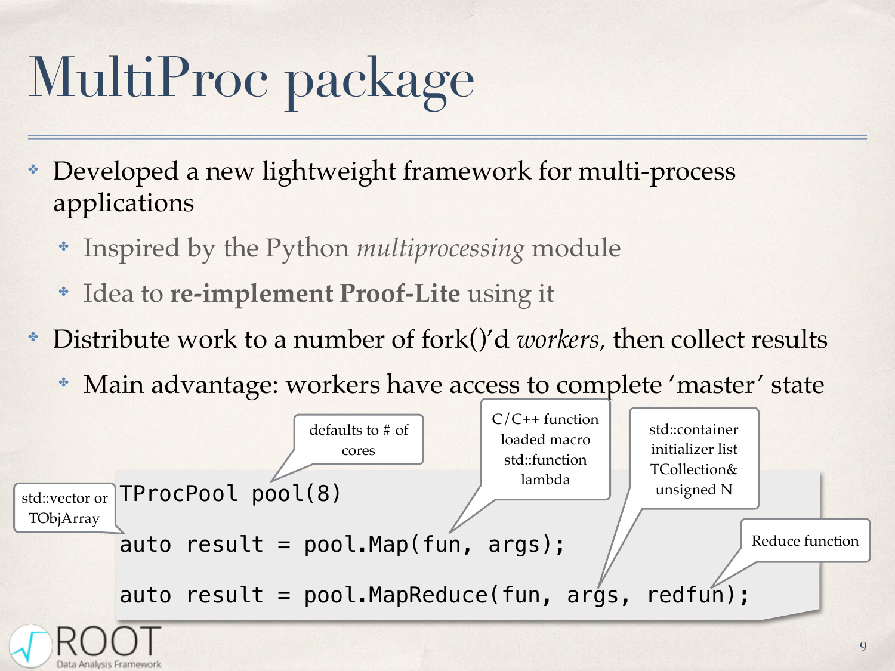# MultiProc package

- Developed a new lightweight framework for multi-process applications
  - Inspired by the Python *multiprocessing* module
  - Idea to **re-implement Proof-Lite** using it
- Distribute work to a number of fork()'d *workers,* then collect results
  - Main advantage: workers have access to complete 'master' state

```
TProcPool pool(8)

auto result = pool.Map(fun, args);

auto result = pool.MapReduce(fun, args, redfun);
```

- `pool(8)`: defaults to # of cores
- `auto result`: std::vector or TObjArray
- `fun`: C/C++ function, loaded macro, std::function, lambda
- `args`: std::container, initializer list, TCollection&, unsigned N
- `redfun`: Reduce function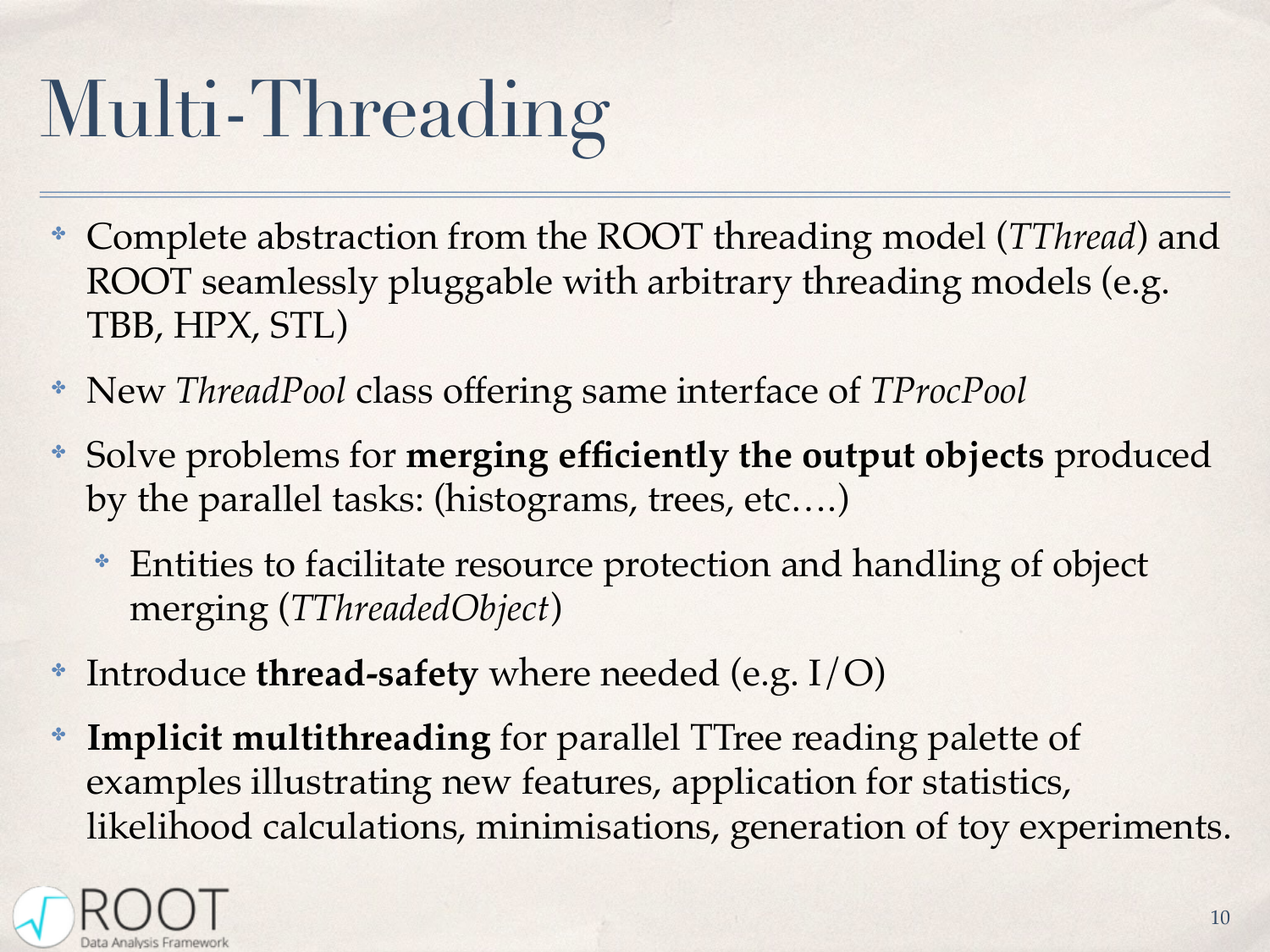# Multi-Threading

- Complete abstraction from the ROOT threading model (*TThread*) and ROOT seamlessly pluggable with arbitrary threading models (e.g. TBB, HPX, STL)
- New *ThreadPool* class offering same interface of *TProcPool*
- Solve problems for **merging efficiently the output objects** produced by the parallel tasks: (histograms, trees, etc.…)
  - Entities to facilitate resource protection and handling of object merging (*TThreadedObject*)
- Introduce **thread-safety** where needed (e.g. I/O)
- **Implicit multithreading** for parallel TTree reading palette of examples illustrating new features, application for statistics, likelihood calculations, minimisations, generation of toy experiments.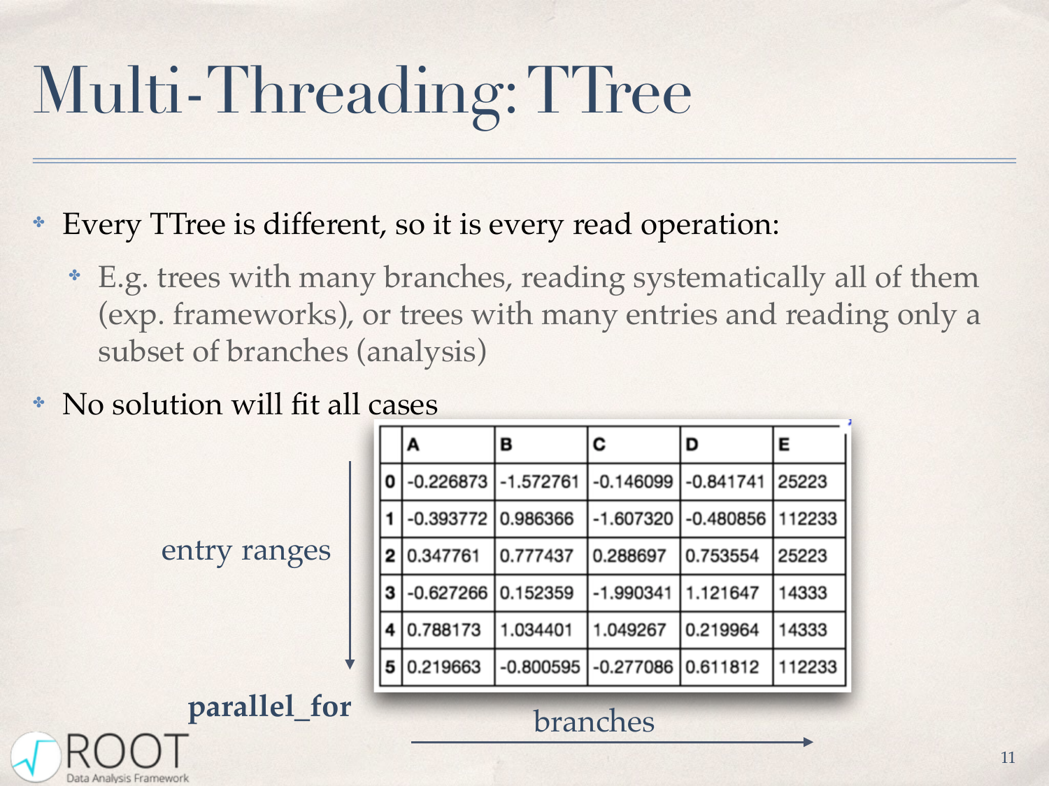# Multi-Threading: TTree

- Every TTree is different, so it is every read operation:
  - E.g. trees with many branches, reading systematically all of them (exp. frameworks), or trees with many entries and reading only a subset of branches (analysis)
- No solution will fit all cases

entry ranges

**parallel_for**

|   | A | B | C | D | E |
|---|---|---|---|---|---|
| 0 | -0.226873 | -1.572761 | -0.146099 | -0.841741 | 25223 |
| 1 | -0.393772 | 0.986366 | -1.607320 | -0.480856 | 112233 |
| 2 | 0.347761 | 0.777437 | 0.288697 | 0.753554 | 25223 |
| 3 | -0.627266 | 0.152359 | -1.990341 | 1.121647 | 14333 |
| 4 | 0.788173 | 1.034401 | 1.049267 | 0.219964 | 14333 |
| 5 | 0.219663 | -0.800595 | -0.277086 | 0.611812 | 112233 |

branches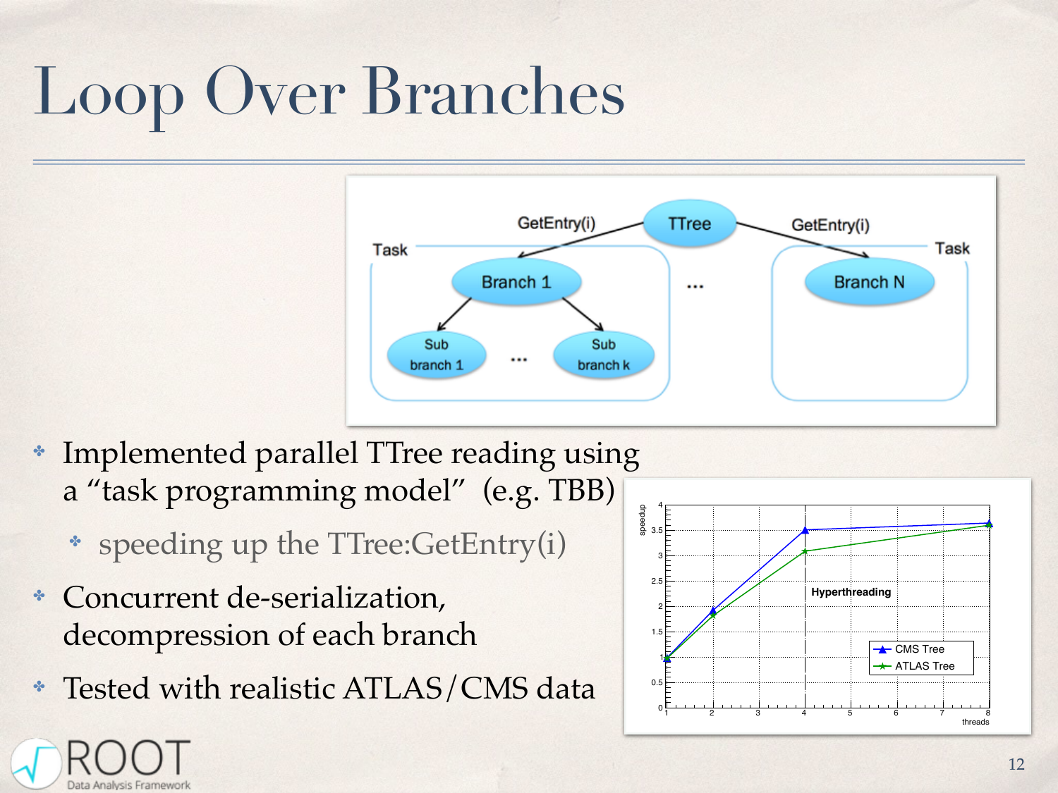# Loop Over Branches

- Implemented parallel TTree reading using a "task programming model" (e.g. TBB)
  - speeding up the TTree:GetEntry(i)
- Concurrent de-serialization, decompression of each branch
- Tested with realistic ATLAS/CMS data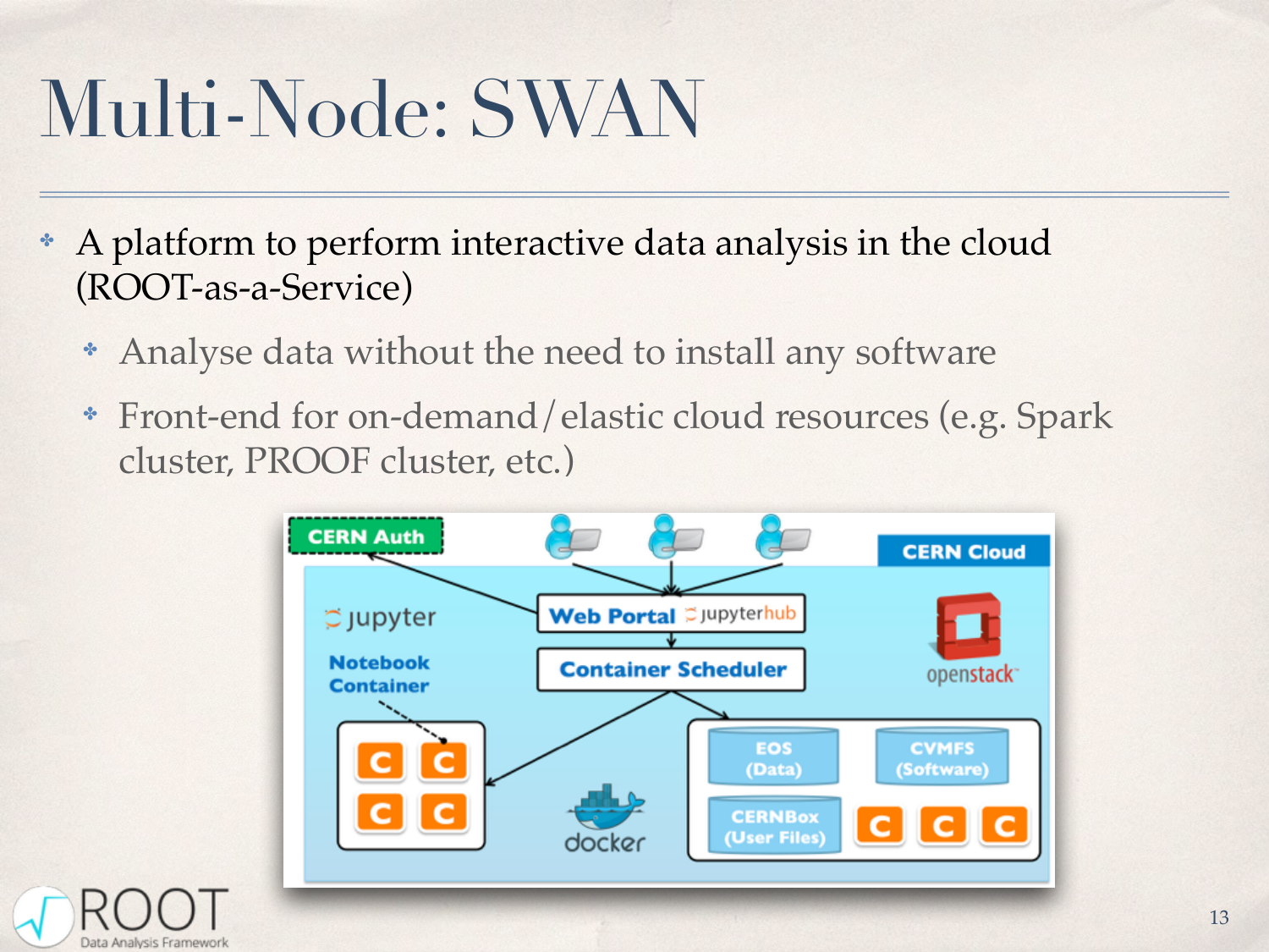# Multi-Node: SWAN

- A platform to perform interactive data analysis in the cloud (ROOT-as-a-Service)
  - Analyse data without the need to install any software
  - Front-end for on-demand/elastic cloud resources (e.g. Spark cluster, PROOF cluster, etc.)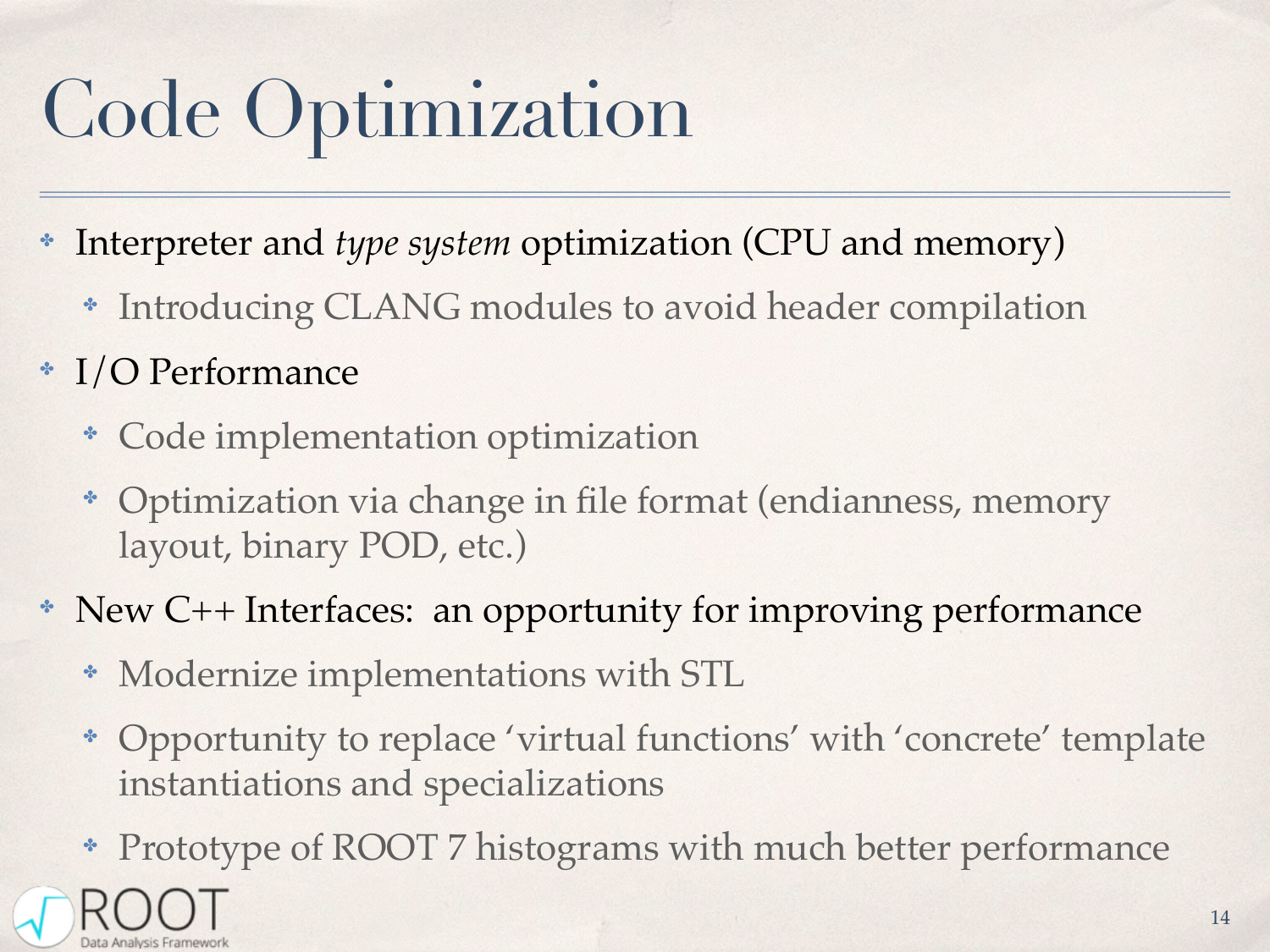# Code Optimization

- Interpreter and *type system* optimization (CPU and memory)
  - Introducing CLANG modules to avoid header compilation
- I/O Performance
  - Code implementation optimization
  - Optimization via change in file format (endianness, memory layout, binary POD, etc.)
- New C++ Interfaces: an opportunity for improving performance
  - Modernize implementations with STL
  - Opportunity to replace 'virtual functions' with 'concrete' template instantiations and specializations
  - Prototype of ROOT 7 histograms with much better performance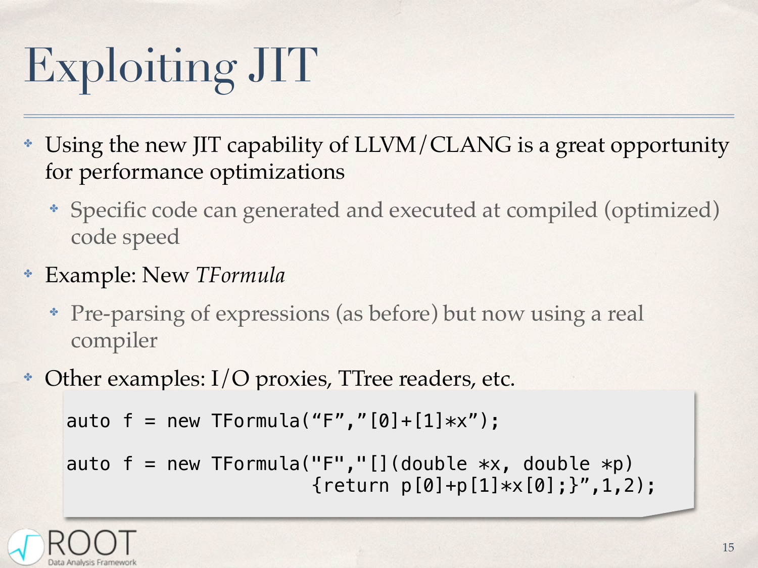# Exploiting JIT

- Using the new JIT capability of LLVM/CLANG is a great opportunity for performance optimizations
  - Specific code can generated and executed at compiled (optimized) code speed
- Example: New *TFormula*
  - Pre-parsing of expressions (as before) but now using a real compiler
- Other examples: I/O proxies, TTree readers, etc.

```
auto f = new TFormula(“F”,”[0]+[1]*x”);

auto f = new TFormula("F","[](double *x, double *p)
                     {return p[0]+p[1]*x[0];}”,1,2);
```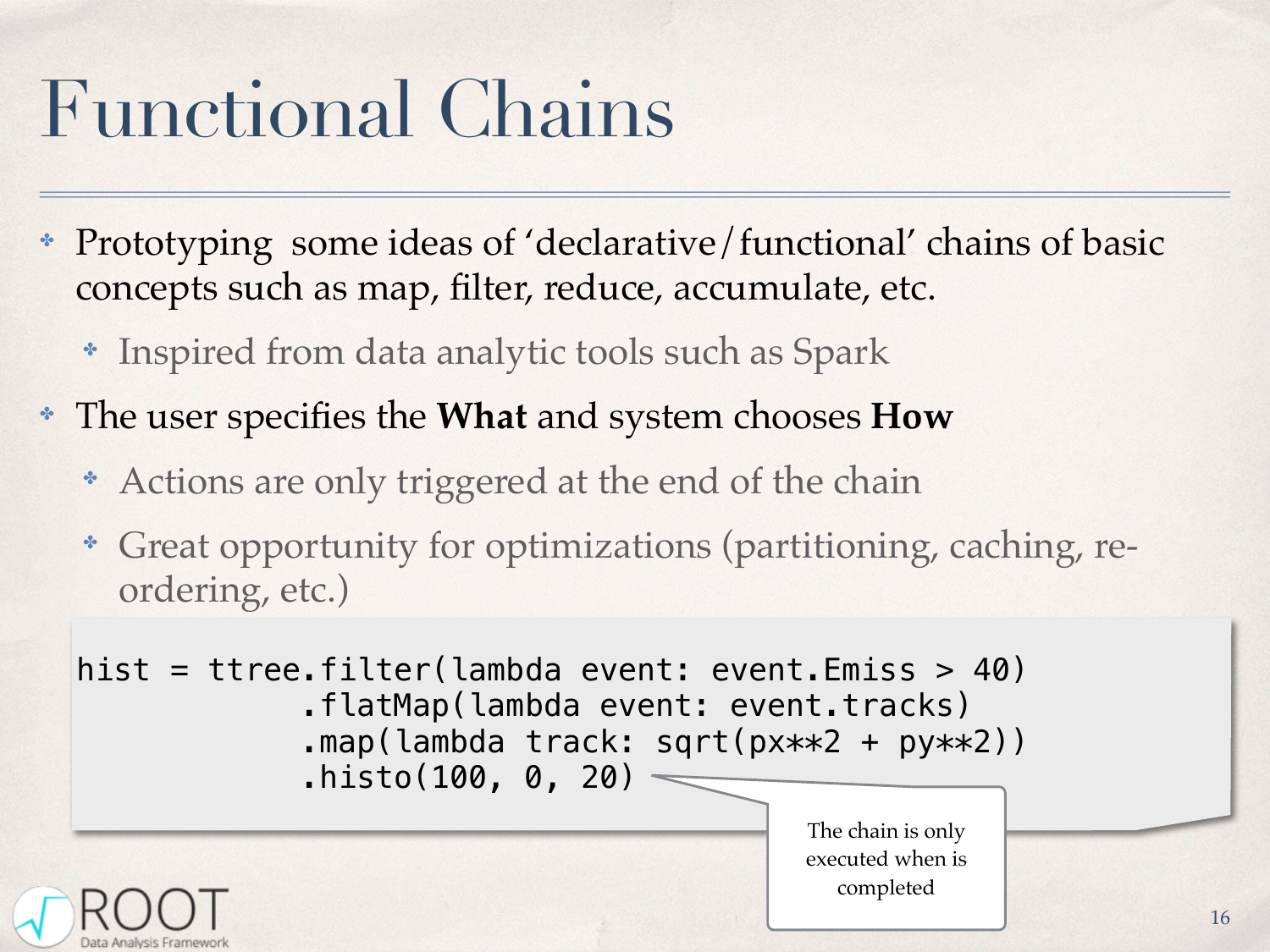# Functional Chains

- Prototyping some ideas of 'declarative/functional' chains of basic concepts such as map, filter, reduce, accumulate, etc.
  - Inspired from data analytic tools such as Spark
- The user specifies the **What** and system chooses **How**
  - Actions are only triggered at the end of the chain
  - Great opportunity for optimizations (partitioning, caching, re-ordering, etc.)

```
hist = ttree.filter(lambda event: event.Emiss > 40)
            .flatMap(lambda event: event.tracks)
            .map(lambda track: sqrt(px**2 + py**2))
            .histo(100, 0, 20)
```

The chain is only executed when is completed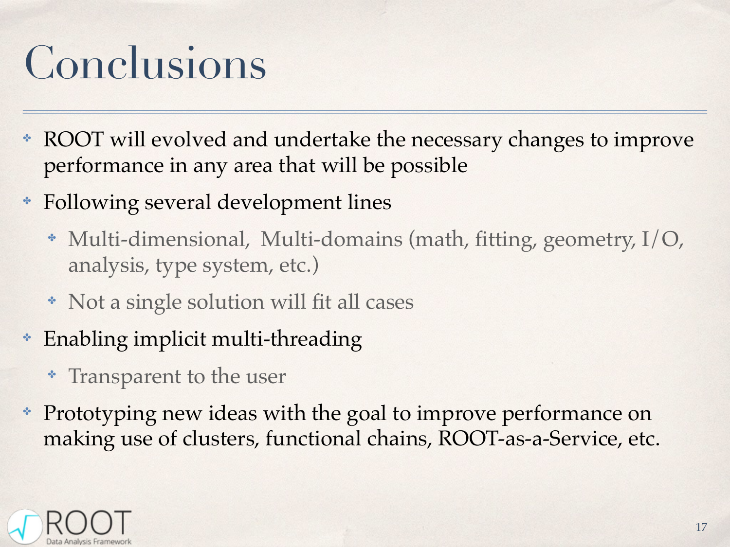# Conclusions

- ROOT will evolved and undertake the necessary changes to improve performance in any area that will be possible
- Following several development lines
  - Multi-dimensional, Multi-domains (math, fitting, geometry, I/O, analysis, type system, etc.)
  - Not a single solution will fit all cases
- Enabling implicit multi-threading
  - Transparent to the user
- Prototyping new ideas with the goal to improve performance on making use of clusters, functional chains, ROOT-as-a-Service, etc.